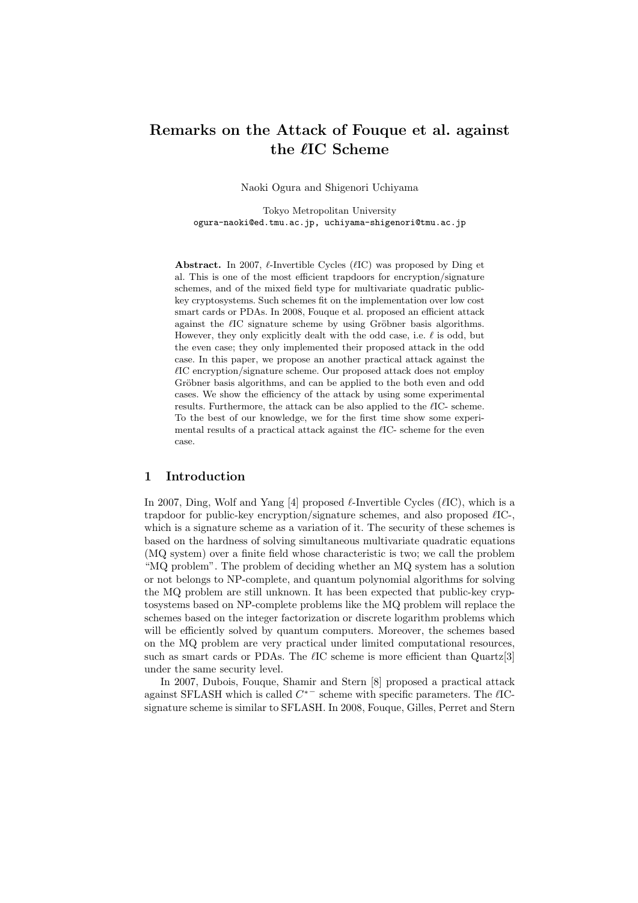# Remarks on the Attack of Fouque et al. against the $\ell$IC Scheme

Naoki Ogura and Shigenori Uchiyama

Tokyo Metropolitan University
ogura-naoki@ed.tmu.ac.jp, uchiyama-shigenori@tmu.ac.jp

**Abstract.** In 2007, $\ell$-Invertible Cycles ($\ell$IC) was proposed by Ding et al. This is one of the most efficient trapdoors for encryption/signature schemes, and of the mixed field type for multivariate quadratic public-key cryptosystems. Such schemes fit on the implementation over low cost smart cards or PDAs. In 2008, Fouque et al. proposed an efficient attack against the $\ell$IC signature scheme by using Gröbner basis algorithms. However, they only explicitly dealt with the odd case, i.e. $\ell$ is odd, but the even case; they only implemented their proposed attack in the odd case. In this paper, we propose an another practical attack against the $\ell$IC encryption/signature scheme. Our proposed attack does not employ Gröbner basis algorithms, and can be applied to the both even and odd cases. We show the efficiency of the attack by using some experimental results. Furthermore, the attack can be also applied to the $\ell$IC- scheme. To the best of our knowledge, we for the first time show some experimental results of a practical attack against the $\ell$IC- scheme for the even case.

## 1 Introduction

In 2007, Ding, Wolf and Yang [4] proposed $\ell$-Invertible Cycles ($\ell$IC), which is a trapdoor for public-key encryption/signature schemes, and also proposed $\ell$IC-, which is a signature scheme as a variation of it. The security of these schemes is based on the hardness of solving simultaneous multivariate quadratic equations (MQ system) over a finite field whose characteristic is two; we call the problem "MQ problem". The problem of deciding whether an MQ system has a solution or not belongs to NP-complete, and quantum polynomial algorithms for solving the MQ problem are still unknown. It has been expected that public-key cryptosystems based on NP-complete problems like the MQ problem will replace the schemes based on the integer factorization or discrete logarithm problems which will be efficiently solved by quantum computers. Moreover, the schemes based on the MQ problem are very practical under limited computational resources, such as smart cards or PDAs. The $\ell$IC scheme is more efficient than Quartz[3] under the same security level.

In 2007, Dubois, Fouque, Shamir and Stern [8] proposed a practical attack against SFLASH which is called $C^{*-}$ scheme with specific parameters. The $\ell$IC- signature scheme is similar to SFLASH. In 2008, Fouque, Gilles, Perret and Stern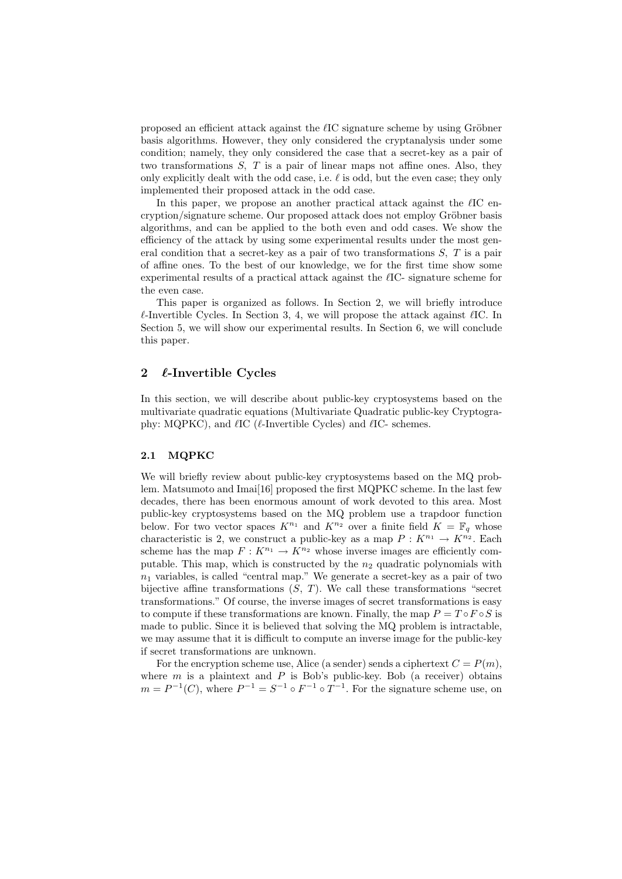proposed an efficient attack against the $\ell$IC signature scheme by using Gröbner basis algorithms. However, they only considered the cryptanalysis under some condition; namely, they only considered the case that a secret-key as a pair of two transformations $S$, $T$ is a pair of linear maps not affine ones. Also, they only explicitly dealt with the odd case, i.e. $\ell$ is odd, but the even case; they only implemented their proposed attack in the odd case.

In this paper, we propose an another practical attack against the $\ell$IC encryption/signature scheme. Our proposed attack does not employ Gröbner basis algorithms, and can be applied to the both even and odd cases. We show the efficiency of the attack by using some experimental results under the most general condition that a secret-key as a pair of two transformations $S$, $T$ is a pair of affine ones. To the best of our knowledge, we for the first time show some experimental results of a practical attack against the $\ell$IC- signature scheme for the even case.

This paper is organized as follows. In Section 2, we will briefly introduce $\ell$-Invertible Cycles. In Section 3, 4, we will propose the attack against $\ell$IC. In Section 5, we will show our experimental results. In Section 6, we will conclude this paper.

## 2 $\ell$-Invertible Cycles

In this section, we will describe about public-key cryptosystems based on the multivariate quadratic equations (Multivariate Quadratic public-key Cryptography: MQPKC), and $\ell$IC ($\ell$-Invertible Cycles) and $\ell$IC- schemes.

### 2.1 MQPKC

We will briefly review about public-key cryptosystems based on the MQ problem. Matsumoto and Imai[16] proposed the first MQPKC scheme. In the last few decades, there has been enormous amount of work devoted to this area. Most public-key cryptosystems based on the MQ problem use a trapdoor function below. For two vector spaces $K^{n_1}$ and $K^{n_2}$ over a finite field $K = \mathbb{F}_q$ whose characteristic is 2, we construct a public-key as a map $P : K^{n_1} \to K^{n_2}$. Each scheme has the map $F : K^{n_1} \to K^{n_2}$ whose inverse images are efficiently computable. This map, which is constructed by the $n_2$ quadratic polynomials with $n_1$ variables, is called "central map." We generate a secret-key as a pair of two bijective affine transformations ($S$, $T$). We call these transformations "secret transformations." Of course, the inverse images of secret transformations is easy to compute if these transformations are known. Finally, the map $P = T \circ F \circ S$ is made to public. Since it is believed that solving the MQ problem is intractable, we may assume that it is difficult to compute an inverse image for the public-key if secret transformations are unknown.

For the encryption scheme use, Alice (a sender) sends a ciphertext $C = P(m)$, where $m$ is a plaintext and $P$ is Bob's public-key. Bob (a receiver) obtains $m = P^{-1}(C)$, where $P^{-1} = S^{-1} \circ F^{-1} \circ T^{-1}$. For the signature scheme use, on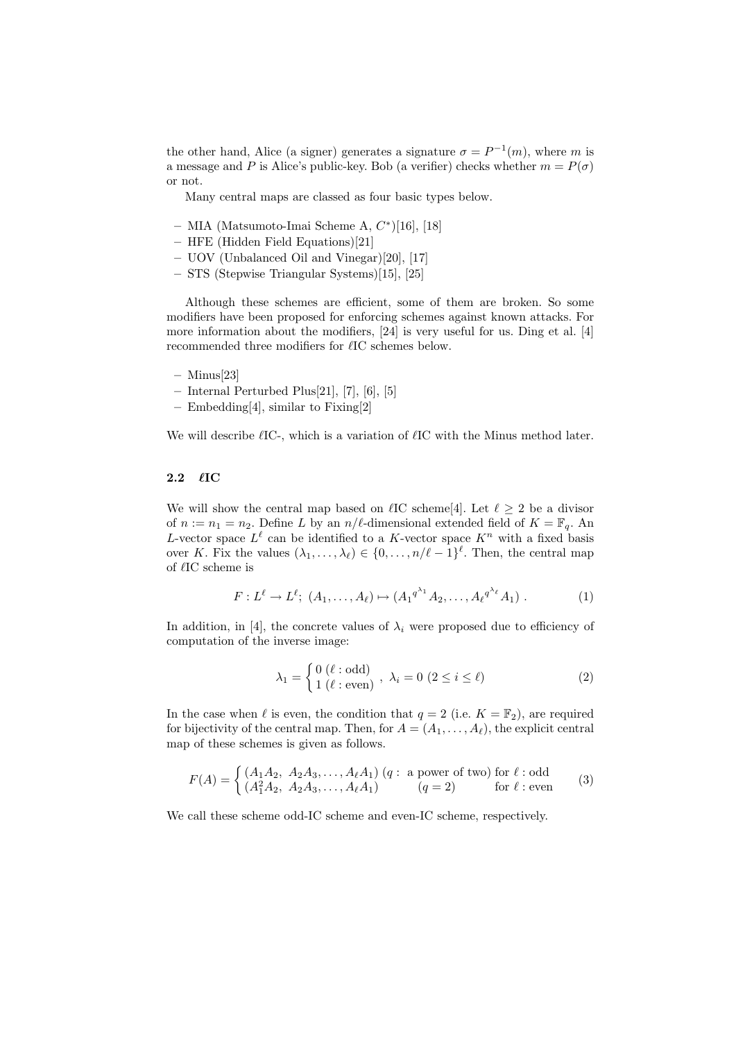the other hand, Alice (a signer) generates a signature $\sigma = P^{-1}(m)$, where $m$ is a message and $P$ is Alice's public-key. Bob (a verifier) checks whether $m = P(\sigma)$ or not.

Many central maps are classed as four basic types below.

- MIA (Matsumoto-Imai Scheme A, $C^*$)[16], [18]
- HFE (Hidden Field Equations)[21]
- UOV (Unbalanced Oil and Vinegar)[20], [17]
- STS (Stepwise Triangular Systems)[15], [25]

Although these schemes are efficient, some of them are broken. So some modifiers have been proposed for enforcing schemes against known attacks. For more information about the modifiers, [24] is very useful for us. Ding et al. [4] recommended three modifiers for $\ell$IC schemes below.

- Minus[23]
- Internal Perturbed Plus[21], [7], [6], [5]
- Embedding[4], similar to Fixing[2]

We will describe $\ell$IC-, which is a variation of $\ell$IC with the Minus method later.

### 2.2 $\ell$IC

We will show the central map based on $\ell$IC scheme[4]. Let $\ell \geq 2$ be a divisor of $n := n_1 = n_2$. Define $L$ by an $n/\ell$-dimensional extended field of $K = \mathbb{F}_q$. An $L$-vector space $L^\ell$ can be identified to a $K$-vector space $K^n$ with a fixed basis over $K$. Fix the values $(\lambda_1, \ldots, \lambda_\ell) \in \{0, \ldots, n/\ell - 1\}^\ell$. Then, the central map of $\ell$IC scheme is

$$F : L^\ell \to L^\ell;\ (A_1, \ldots, A_\ell) \mapsto ({A_1}^{q^{\lambda_1}} A_2, \ldots, {A_\ell}^{q^{\lambda_\ell}} A_1)\ . \tag{1}$$

In addition, in [4], the concrete values of $\lambda_i$ were proposed due to efficiency of computation of the inverse image:

$$\lambda_1 = \begin{cases} 0\ (\ell : \text{odd}) \\ 1\ (\ell : \text{even}) \end{cases},\ \lambda_i = 0\ (2 \leq i \leq \ell) \tag{2}$$

In the case when $\ell$ is even, the condition that $q = 2$ (i.e. $K = \mathbb{F}_2$), are required for bijectivity of the central map. Then, for $A = (A_1, \ldots, A_\ell)$, the explicit central map of these schemes is given as follows.

$$F(A) = \begin{cases} (A_1 A_2,\ A_2 A_3, \ldots, A_\ell A_1)\ (q : \text{ a power of two})\ \text{for}\ \ell : \text{odd} \\ (A_1^2 A_2,\ A_2 A_3, \ldots, A_\ell A_1) \qquad (q = 2) \qquad \text{for}\ \ell : \text{even} \end{cases} \tag{3}$$

We call these scheme odd-IC scheme and even-IC scheme, respectively.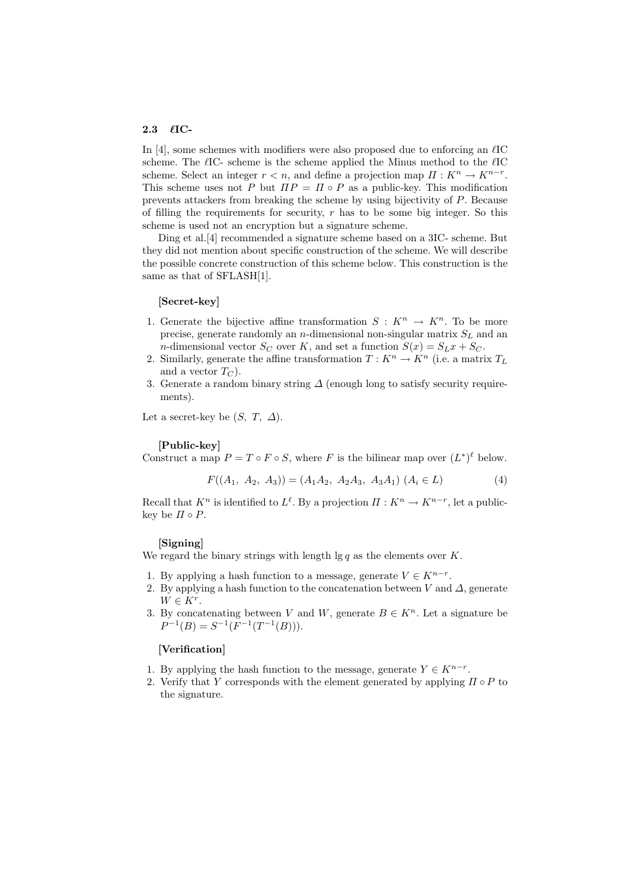### 2.3 $\ell$IC-

In [4], some schemes with modifiers were also proposed due to enforcing an $\ell$IC scheme. The $\ell$IC- scheme is the scheme applied the Minus method to the $\ell$IC scheme. Select an integer $r < n$, and define a projection map $\Pi : K^n \to K^{n-r}$. This scheme uses not $P$ but $\Pi P = \Pi \circ P$ as a public-key. This modification prevents attackers from breaking the scheme by using bijectivity of $P$. Because of filling the requirements for security, $r$ has to be some big integer. So this scheme is used not an encryption but a signature scheme.

Ding et al.[4] recommended a signature scheme based on a 3IC- scheme. But they did not mention about specific construction of the scheme. We will describe the possible concrete construction of this scheme below. This construction is the same as that of SFLASH[1].

**[Secret-key]**

1. Generate the bijective affine transformation $S : K^n \to K^n$. To be more precise, generate randomly an $n$-dimensional non-singular matrix $S_L$ and an $n$-dimensional vector $S_C$ over $K$, and set a function $S(x) = S_L x + S_C$.
2. Similarly, generate the affine transformation $T : K^n \to K^n$ (i.e. a matrix $T_L$ and a vector $T_C$).
3. Generate a random binary string $\Delta$ (enough long to satisfy security requirements).

Let a secret-key be $(S,\ T,\ \Delta)$.

**[Public-key]**

Construct a map $P = T \circ F \circ S$, where $F$ is the bilinear map over $(L^*)^\ell$ below.

$$F((A_1,\ A_2,\ A_3)) = (A_1 A_2,\ A_2 A_3,\ A_3 A_1)\ (A_i \in L) \tag{4}$$

Recall that $K^n$ is identified to $L^\ell$. By a projection $\Pi : K^n \to K^{n-r}$, let a public-key be $\Pi \circ P$.

**[Signing]**

We regard the binary strings with length $\lg q$ as the elements over $K$.

1. By applying a hash function to a message, generate $V \in K^{n-r}$.
2. By applying a hash function to the concatenation between $V$ and $\Delta$, generate $W \in K^r$.
3. By concatenating between $V$ and $W$, generate $B \in K^n$. Let a signature be $P^{-1}(B) = S^{-1}(F^{-1}(T^{-1}(B)))$.

**[Verification]**

1. By applying the hash function to the message, generate $Y \in K^{n-r}$.
2. Verify that $Y$ corresponds with the element generated by applying $\Pi \circ P$ to the signature.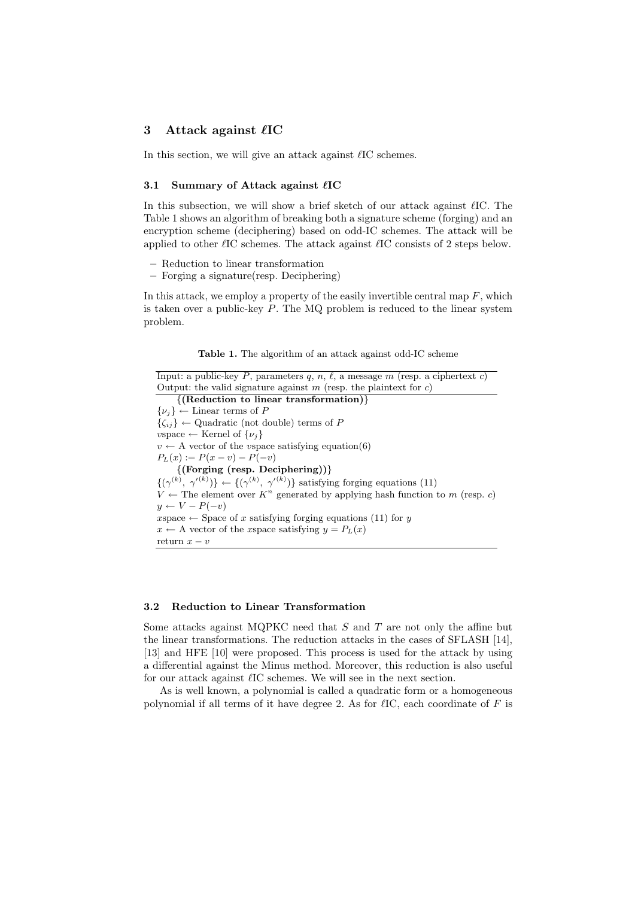## 3 Attack against $\ell$IC

In this section, we will give an attack against $\ell$IC schemes.

### 3.1 Summary of Attack against $\ell$IC

In this subsection, we will show a brief sketch of our attack against $\ell$IC. The Table 1 shows an algorithm of breaking both a signature scheme (forging) and an encryption scheme (deciphering) based on odd-IC schemes. The attack will be applied to other $\ell$IC schemes. The attack against $\ell$IC consists of 2 steps below.

- Reduction to linear transformation
- Forging a signature(resp. Deciphering)

In this attack, we employ a property of the easily invertible central map $F$, which is taken over a public-key $P$. The MQ problem is reduced to the linear system problem.

**Table 1.** The algorithm of an attack against odd-IC scheme

| Input: a public-key $P$, parameters $q$, $n$, $\ell$, a message $m$ (resp. a ciphertext $c$) <br> Output: the valid signature against $m$ (resp. the plaintext for $c$) |
|---|
| {**(Reduction to linear transformation)**} |
| $\{\nu_j\} \leftarrow$ Linear terms of $P$ |
| $\{\zeta_{ij}\} \leftarrow$ Quadratic (not double) terms of $P$ |
| $v$space $\leftarrow$ Kernel of $\{\nu_j\}$ |
| $v \leftarrow$ A vector of the $v$space satisfying equation(6) |
| $P_L(x) := P(x-v) - P(-v)$ |
| {**(Forging (resp. Deciphering))**} |
| $\{(\gamma^{(k)},\ {\gamma'}^{(k)})\} \leftarrow \{(\gamma^{(k)},\ {\gamma'}^{(k)})\}$ satisfying forging equations (11) |
| $V \leftarrow$ The element over $K^n$ generated by applying hash function to $m$ (resp. $c$) |
| $y \leftarrow V - P(-v)$ |
| $x$space $\leftarrow$ Space of $x$ satisfying forging equations (11) for $y$ |
| $x \leftarrow$ A vector of the $x$space satisfying $y = P_L(x)$ |
| return $x - v$ |

### 3.2 Reduction to Linear Transformation

Some attacks against MQPKC need that $S$ and $T$ are not only the affine but the linear transformations. The reduction attacks in the cases of SFLASH [14], [13] and HFE [10] were proposed. This process is used for the attack by using a differential against the Minus method. Moreover, this reduction is also useful for our attack against $\ell$IC schemes. We will see in the next section.

As is well known, a polynomial is called a quadratic form or a homogeneous polynomial if all terms of it have degree 2. As for $\ell$IC, each coordinate of $F$ is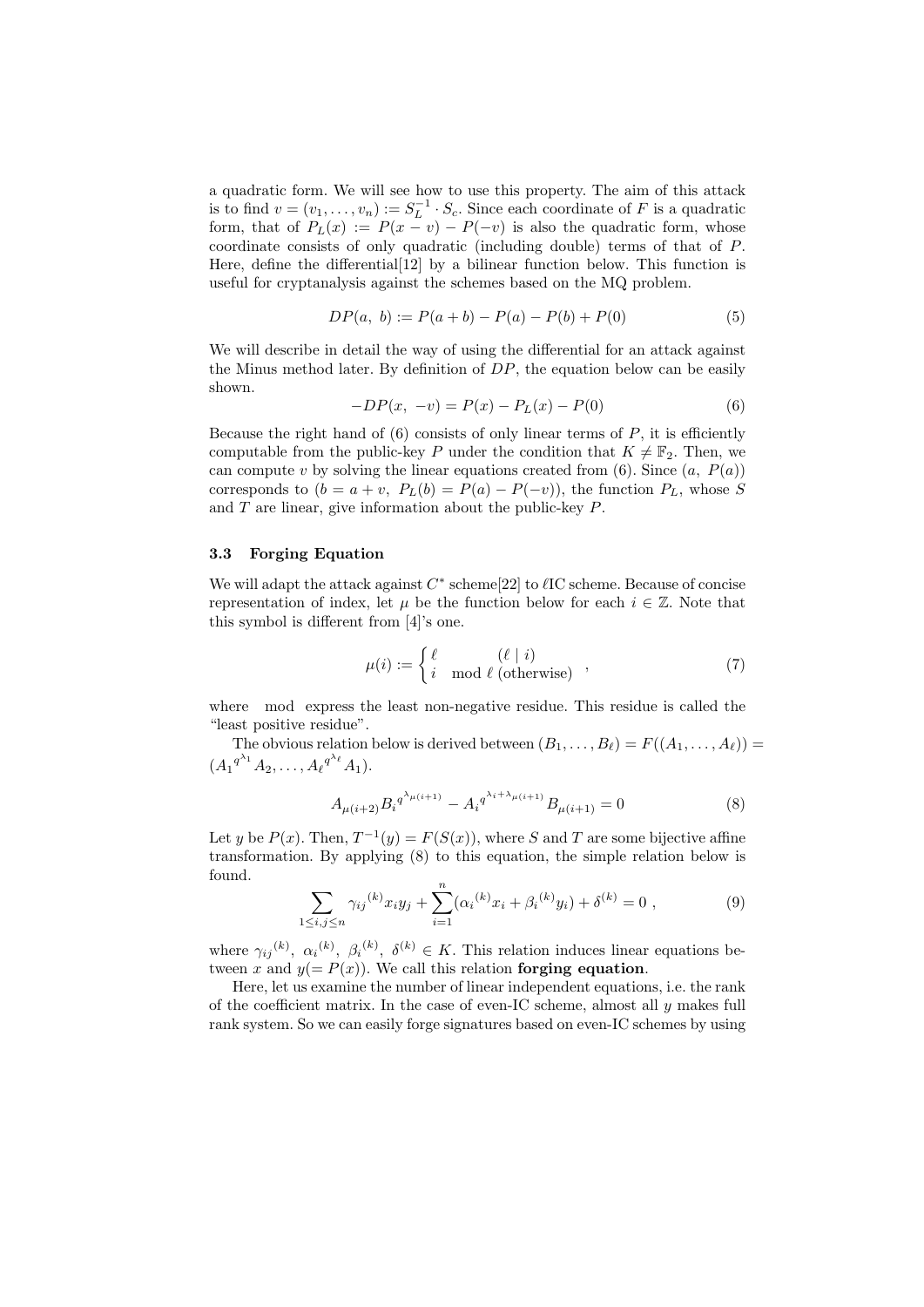a quadratic form. We will see how to use this property. The aim of this attack is to find $v = (v_1, \ldots, v_n) := S_L^{-1} \cdot S_c$. Since each coordinate of $F$ is a quadratic form, that of $P_L(x) := P(x - v) - P(-v)$ is also the quadratic form, whose coordinate consists of only quadratic (including double) terms of that of $P$. Here, define the differential[12] by a bilinear function below. This function is useful for cryptanalysis against the schemes based on the MQ problem.

$$DP(a,\ b) := P(a + b) - P(a) - P(b) + P(0) \tag{5}$$

We will describe in detail the way of using the differential for an attack against the Minus method later. By definition of $DP$, the equation below can be easily shown.

$$-DP(x,\ -v) = P(x) - P_L(x) - P(0) \tag{6}$$

Because the right hand of (6) consists of only linear terms of $P$, it is efficiently computable from the public-key $P$ under the condition that $K \neq \mathbb{F}_2$. Then, we can compute $v$ by solving the linear equations created from (6). Since $(a,\ P(a))$ corresponds to $(b = a + v,\ P_L(b) = P(a) - P(-v))$, the function $P_L$, whose $S$ and $T$ are linear, give information about the public-key $P$.

### 3.3 Forging Equation

We will adapt the attack against $C^*$ scheme[22] to $\ell$IC scheme. Because of concise representation of index, let $\mu$ be the function below for each $i \in \mathbb{Z}$. Note that this symbol is different from [4]'s one.

$$\mu(i) := \begin{cases} \ell & (\ell \mid i) \\ i \mod \ell & (\text{otherwise}) \end{cases} , \tag{7}$$

where mod express the least non-negative residue. This residue is called the "least positive residue".

The obvious relation below is derived between $(B_1, \ldots, B_\ell) = F((A_1, \ldots, A_\ell)) = ({A_1}^{q^{\lambda_1}} A_2, \ldots, {A_\ell}^{q^{\lambda_\ell}} A_1)$.

$$A_{\mu(i+2)} {B_i}^{q^{\lambda_{\mu(i+1)}}} - {A_i}^{q^{\lambda_i + \lambda_{\mu(i+1)}}} B_{\mu(i+1)} = 0 \tag{8}$$

Let $y$ be $P(x)$. Then, $T^{-1}(y) = F(S(x))$, where $S$ and $T$ are some bijective affine transformation. By applying (8) to this equation, the simple relation below is found.

$$\sum_{1 \leq i,j \leq n} {\gamma_{ij}}^{(k)} x_i y_j + \sum_{i=1}^{n} ({\alpha_i}^{(k)} x_i + {\beta_i}^{(k)} y_i) + \delta^{(k)} = 0\ , \tag{9}$$

where ${\gamma_{ij}}^{(k)},\ {\alpha_i}^{(k)},\ {\beta_i}^{(k)},\ \delta^{(k)} \in K$. This relation induces linear equations between $x$ and $y(= P(x))$. We call this relation **forging equation**.

Here, let us examine the number of linear independent equations, i.e. the rank of the coefficient matrix. In the case of even-IC scheme, almost all $y$ makes full rank system. So we can easily forge signatures based on even-IC schemes by using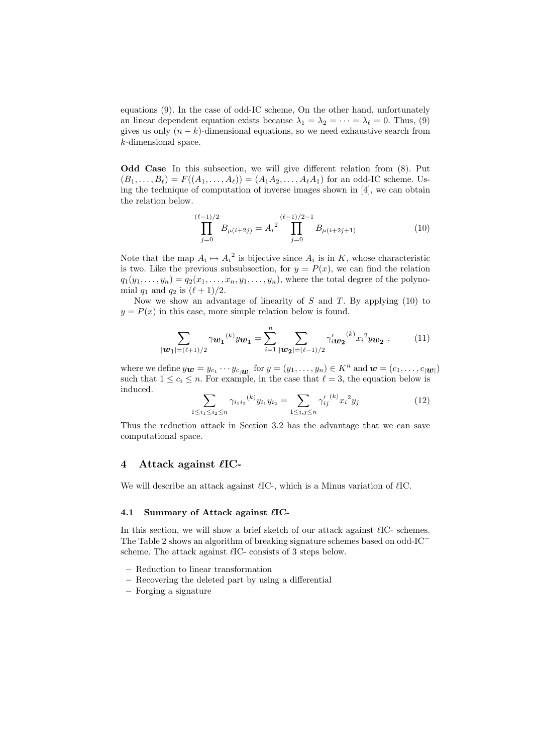equations (9). In the case of odd-IC scheme, On the other hand, unfortunately an linear dependent equation exists because $\lambda_1 = \lambda_2 = \cdots = \lambda_\ell = 0$. Thus, (9) gives us only $(n-k)$-dimensional equations, so we need exhaustive search from $k$-dimensional space.

**Odd Case** In this subsection, we will give different relation from (8). Put $(B_1, \ldots, B_\ell) = F((A_1, \ldots, A_\ell)) = (A_1A_2, \ldots, A_\ell A_1)$ for an odd-IC scheme. Using the technique of computation of inverse images shown in [4], we can obtain the relation below.

$$\prod_{j=0}^{(\ell-1)/2} B_{\mu(i+2j)} = {A_i}^2 \prod_{j=0}^{(\ell-1)/2-1} B_{\mu(i+2j+1)} \tag{10}$$

Note that the map $A_i \mapsto {A_i}^2$ is bijective since $A_i$ is in $K$, whose characteristic is two. Like the previous subsubsection, for $y = P(x)$, we can find the relation $q_1(y_1, \ldots, y_n) = q_2(x_1, \ldots, x_n, y_1, \ldots, y_n)$, where the total degree of the polynomial $q_1$ and $q_2$ is $(\ell+1)/2$.

Now we show an advantage of linearity of $S$ and $T$. By applying (10) to $y = P(x)$ in this case, more simple relation below is found.

$$\sum_{|\boldsymbol{w_1}|=(\ell+1)/2} {\gamma_{\boldsymbol{w_1}}}^{(k)} y_{\boldsymbol{w_1}} = \sum_{i=1}^{n} \sum_{|\boldsymbol{w_2}|=(\ell-1)/2} {\gamma'_{i\boldsymbol{w_2}}}^{(k)} {x_i}^2 y_{\boldsymbol{w_2}} \ , \tag{11}$$

where we define $y_{\boldsymbol{w}} = y_{c_1} \cdots y_{c_{|\boldsymbol{w}|}}$ for $y = (y_1, \ldots, y_n) \in K^n$ and $\boldsymbol{w} = (c_1, \ldots, c_{|\boldsymbol{w}|})$ such that $1 \le c_i \le n$. For example, in the case that $\ell = 3$, the equation below is induced.

$$\sum_{1 \le i_1 \le i_2 \le n} {\gamma_{i_1 i_2}}^{(k)} y_{i_1} y_{i_2} = \sum_{1 \le i,j \le n} {\gamma'_{ij}}^{(k)} {x_i}^2 y_j \tag{12}$$

Thus the reduction attack in Section 3.2 has the advantage that we can save computational space.

## 4 Attack against $\ell$IC-

We will describe an attack against $\ell$IC-, which is a Minus variation of $\ell$IC.

### 4.1 Summary of Attack against $\ell$IC-

In this section, we will show a brief sketch of our attack against $\ell$IC- schemes. The Table 2 shows an algorithm of breaking signature schemes based on odd-IC$^-$ scheme. The attack against $\ell$IC- consists of 3 steps below.

- Reduction to linear transformation
- Recovering the deleted part by using a differential
- Forging a signature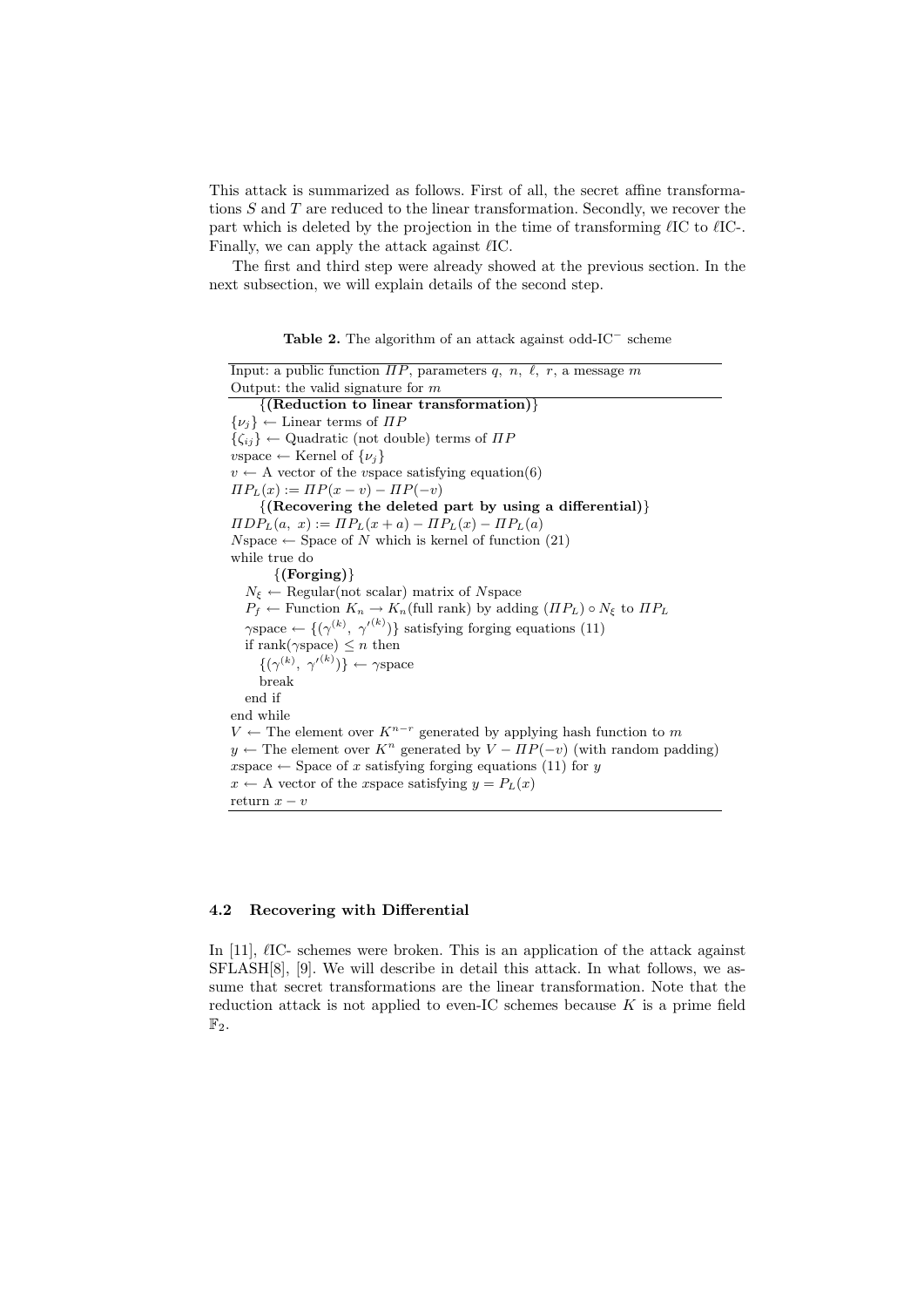This attack is summarized as follows. First of all, the secret affine transformations $S$ and $T$ are reduced to the linear transformation. Secondly, we recover the part which is deleted by the projection in the time of transforming $\ell$IC to $\ell$IC-. Finally, we can apply the attack against $\ell$IC.

The first and third step were already showed at the previous section. In the next subsection, we will explain details of the second step.

**Table 2.** The algorithm of an attack against odd-IC$^-$ scheme

```
Input: a public function ΠP, parameters q, n, ℓ, r, a message m
Output: the valid signature for m
    {(Reduction to linear transformation)}
{ν_j} ← Linear terms of ΠP
{ζ_ij} ← Quadratic (not double) terms of ΠP
vspace ← Kernel of {ν_j}
v ← A vector of the vspace satisfying equation(6)
ΠP_L(x) := ΠP(x − v) − ΠP(−v)
    {(Recovering the deleted part by using a differential)}
ΠDP_L(a, x) := ΠP_L(x + a) − ΠP_L(x) − ΠP_L(a)
Nspace ← Space of N which is kernel of function (21)
while true do
      {(Forging)}
   N_ξ ← Regular(not scalar) matrix of Nspace
   P_f ← Function K_n → K_n(full rank) by adding (ΠP_L) ∘ N_ξ to ΠP_L
   γspace ← {(γ^(k), γ'^(k))} satisfying forging equations (11)
   if rank(γspace) ≤ n then
      {(γ^(k), γ'^(k))} ← γspace
      break
   end if
end while
V ← The element over K^(n−r) generated by applying hash function to m
y ← The element over K^n generated by V − ΠP(−v) (with random padding)
xspace ← Space of x satisfying forging equations (11) for y
x ← A vector of the xspace satisfying y = P_L(x)
return x − v
```

### 4.2 Recovering with Differential

In [11], $\ell$IC- schemes were broken. This is an application of the attack against SFLASH[8], [9]. We will describe in detail this attack. In what follows, we assume that secret transformations are the linear transformation. Note that the reduction attack is not applied to even-IC schemes because $K$ is a prime field $\mathbb{F}_2$.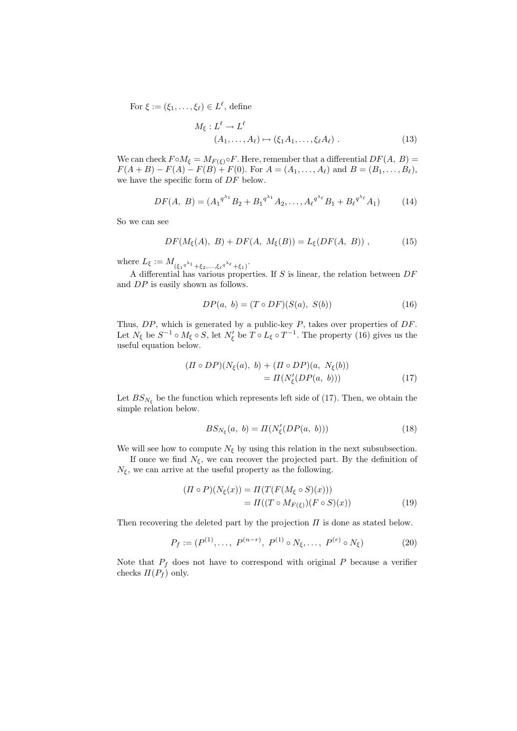For $\xi := (\xi_1, \ldots, \xi_\ell) \in L^\ell$, define

$$
\begin{aligned}
M_\xi : L^\ell &\to L^\ell \\
(A_1, \ldots, A_\ell) &\mapsto (\xi_1 A_1, \ldots, \xi_\ell A_\ell) \ .
\end{aligned} \tag{13}
$$

We can check $F \circ M_\xi = M_{F(\xi)} \circ F$. Here, remember that a differential $DF(A,\ B) = F(A+B) - F(A) - F(B) + F(0)$. For $A = (A_1, \ldots, A_\ell)$ and $B = (B_1, \ldots, B_\ell)$, we have the specific form of $DF$ below.

$$
DF(A,\ B) = ({A_1}^{q^{\lambda_1}} B_2 + {B_1}^{q^{\lambda_1}} A_2, \ldots, {A_\ell}^{q^{\lambda_\ell}} B_1 + {B_\ell}^{q^{\lambda_\ell}} A_1) \tag{14}
$$

So we can see

$$
DF(M_\xi(A),\ B) + DF(A,\ M_\xi(B)) = L_\xi(DF(A,\ B)) \ , \tag{15}
$$

where $L_\xi := M_{({\xi_1}^{q^{\lambda_1}} + \xi_2, \ldots, {\xi_\ell}^{q^{\lambda_\ell}} + \xi_1)}$.

A differential has various properties. If $S$ is linear, the relation between $DF$ and $DP$ is easily shown as follows.

$$
DP(a,\ b) = (T \circ DF)(S(a),\ S(b)) \tag{16}
$$

Thus, $DP$, which is generated by a public-key $P$, takes over properties of $DF$. Let $N_\xi$ be $S^{-1} \circ M_\xi \circ S$, let $N'_\xi$ be $T \circ L_\xi \circ T^{-1}$. The property (16) gives us the useful equation below.

$$
\begin{aligned}
(\Pi \circ DP)(N_\xi(a),\ b) + (\Pi \circ DP)(a,\ N_\xi(b)) \\
= \Pi(N'_\xi(DP(a,\ b)))
\end{aligned} \tag{17}
$$

Let $BS_{N_\xi}$ be the function which represents left side of (17). Then, we obtain the simple relation below.

$$
BS_{N_\xi}(a,\ b) = \Pi(N'_\xi(DP(a,\ b))) \tag{18}
$$

We will see how to compute $N_\xi$ by using this relation in the next subsubsection.

If once we find $N_\xi$, we can recover the projected part. By the definition of $N_\xi$, we can arrive at the useful property as the following.

$$
\begin{aligned}
(\Pi \circ P)(N_\xi(x)) &= \Pi(T(F(M_\xi \circ S)(x))) \\
&= \Pi((T \circ M_{F(\xi)})(F \circ S)(x))
\end{aligned} \tag{19}
$$

Then recovering the deleted part by the projection $\Pi$ is done as stated below.

$$
P_f := (P^{(1)}, \ldots,\ P^{(n-r)},\ P^{(1)} \circ N_\xi, \ldots,\ P^{(r)} \circ N_\xi) \tag{20}
$$

Note that $P_f$ does not have to correspond with original $P$ because a verifier checks $\Pi(P_f)$ only.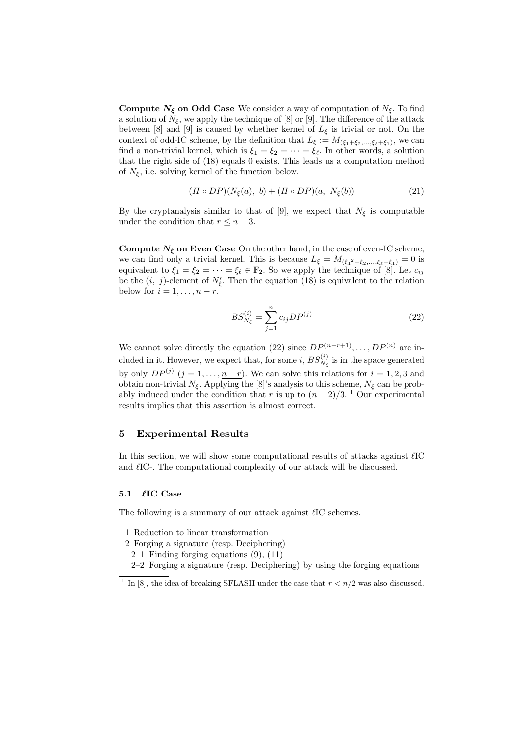**Compute $N_\xi$ on Odd Case** We consider a way of computation of $N_\xi$. To find a solution of $N_\xi$, we apply the technique of [8] or [9]. The difference of the attack between [8] and [9] is caused by whether kernel of $L_\xi$ is trivial or not. On the context of odd-IC scheme, by the definition that $L_\xi := M_{(\xi_1+\xi_2,\ldots,\xi_\ell+\xi_1)}$, we can find a non-trivial kernel, which is $\xi_1 = \xi_2 = \cdots = \xi_\ell$. In other words, a solution that the right side of (18) equals 0 exists. This leads us a computation method of $N_\xi$, i.e. solving kernel of the function below.

$$(\Pi \circ DP)(N_\xi(a),\ b) + (\Pi \circ DP)(a,\ N_\xi(b)) \tag{21}$$

By the cryptanalysis similar to that of [9], we expect that $N_\xi$ is computable under the condition that $r \leq n-3$.

**Compute $N_\xi$ on Even Case** On the other hand, in the case of even-IC scheme, we can find only a trivial kernel. This is because $L_\xi = M_{({\xi_1}^2+\xi_2,\ldots,\xi_\ell+\xi_1)} = 0$ is equivalent to $\xi_1 = \xi_2 = \cdots = \xi_\ell \in \mathbb{F}_2$. So we apply the technique of [8]. Let $c_{ij}$ be the $(i,\ j)$-element of $N'_\xi$. Then the equation (18) is equivalent to the relation below for $i = 1, \ldots, n-r$.

$$BS_{N_\xi}^{(i)} = \sum_{j=1}^{n} c_{ij} DP^{(j)} \tag{22}$$

We cannot solve directly the equation (22) since $DP^{(n-r+1)}, \ldots, DP^{(n)}$ are included in it. However, we expect that, for some $i$, $BS_{N_\xi}^{(i)}$ is in the space generated by only $DP^{(j)}$ $(j = 1, \ldots, \underline{n-r})$. We can solve this relations for $i = 1, 2, 3$ and obtain non-trivial $N_\xi$. Applying the [8]'s analysis to this scheme, $N_\xi$ can be probably induced under the condition that $r$ is up to $(n-2)/3$. [1] Our experimental results implies that this assertion is almost correct.

## 5 Experimental Results

In this section, we will show some computational results of attacks against $\ell$IC and $\ell$IC-. The computational complexity of our attack will be discussed.

### 5.1 $\ell$IC Case

The following is a summary of our attack against $\ell$IC schemes.

1 Reduction to linear transformation
2 Forging a signature (resp. Deciphering)
  2–1 Finding forging equations (9), (11)
  2–2 Forging a signature (resp. Deciphering) by using the forging equations

[1] In [8], the idea of breaking SFLASH under the case that $r < n/2$ was also discussed.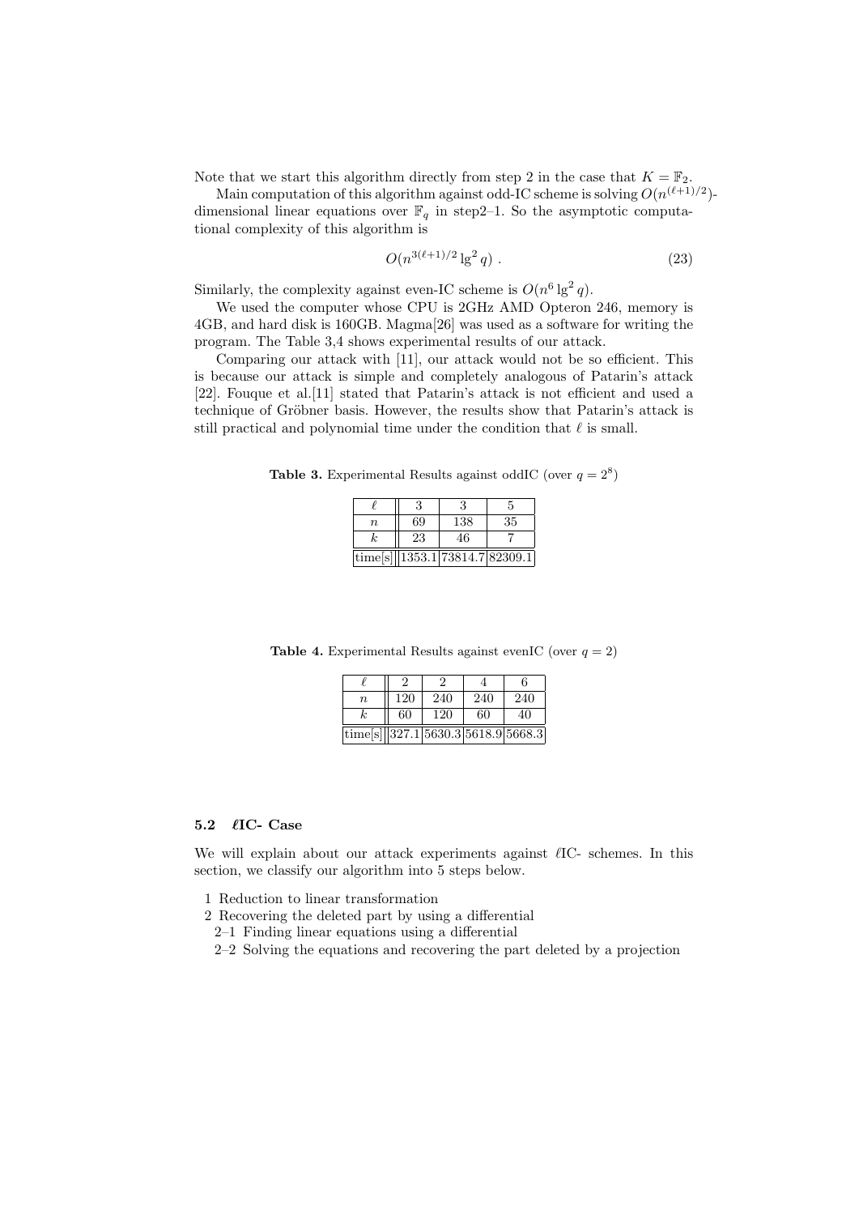Note that we start this algorithm directly from step 2 in the case that $K = \mathbb{F}_2$.

Main computation of this algorithm against odd-IC scheme is solving $O(n^{(\ell+1)/2})$-dimensional linear equations over $\mathbb{F}_q$ in step2–1. So the asymptotic computational complexity of this algorithm is

$$O(n^{3(\ell+1)/2} \lg^2 q) \ . \tag{23}$$

Similarly, the complexity against even-IC scheme is $O(n^6 \lg^2 q)$.

We used the computer whose CPU is 2GHz AMD Opteron 246, memory is 4GB, and hard disk is 160GB. Magma[26] was used as a software for writing the program. The Table 3,4 shows experimental results of our attack.

Comparing our attack with [11], our attack would not be so efficient. This is because our attack is simple and completely analogous of Patarin's attack [22]. Fouque et al.[11] stated that Patarin's attack is not efficient and used a technique of Gröbner basis. However, the results show that Patarin's attack is still practical and polynomial time under the condition that $\ell$ is small.

**Table 3.** Experimental Results against oddIC (over $q = 2^8$)

| $\ell$ | 3 | 3 | 5 |
|---|---|---|---|
| $n$ | 69 | 138 | 35 |
| $k$ | 23 | 46 | 7 |
| time[s] | 1353.1 | 73814.7 | 82309.1 |

**Table 4.** Experimental Results against evenIC (over $q = 2$)

| $\ell$ | 2 | 2 | 4 | 6 |
|---|---|---|---|---|
| $n$ | 120 | 240 | 240 | 240 |
| $k$ | 60 | 120 | 60 | 40 |
| time[s] | 327.1 | 5630.3 | 5618.9 | 5668.3 |

### 5.2 $\ell$IC- Case

We will explain about our attack experiments against $\ell$IC- schemes. In this section, we classify our algorithm into 5 steps below.

1 Reduction to linear transformation
2 Recovering the deleted part by using a differential
  2–1 Finding linear equations using a differential
  2–2 Solving the equations and recovering the part deleted by a projection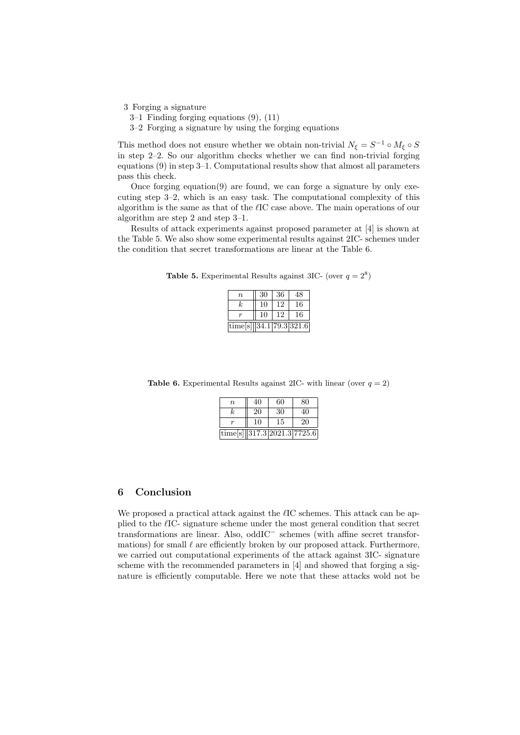3 Forging a signature
   3–1 Finding forging equations (9), (11)
   3–2 Forging a signature by using the forging equations

This method does not ensure whether we obtain non-trivial $N_\xi = S^{-1} \circ M_\xi \circ S$ in step 2–2. So our algorithm checks whether we can find non-trivial forging equations (9) in step 3–1. Computational results show that almost all parameters pass this check.

Once forging equation(9) are found, we can forge a signature by only executing step 3–2, which is an easy task. The computational complexity of this algorithm is the same as that of the $\ell$IC case above. The main operations of our algorithm are step 2 and step 3–1.

Results of attack experiments against proposed parameter at [4] is shown at the Table 5. We also show some experimental results against 2IC- schemes under the condition that secret transformations are linear at the Table 6.

**Table 5.** Experimental Results against 3IC- (over $q = 2^8$)

| $n$ | 30 | 36 | 48 |
|---|---|---|---|
| $k$ | 10 | 12 | 16 |
| $r$ | 10 | 12 | 16 |
| time[s] | 34.1 | 79.3 | 321.6 |

**Table 6.** Experimental Results against 2IC- with linear (over $q = 2$)

| $n$ | 40 | 60 | 80 |
|---|---|---|---|
| $k$ | 20 | 30 | 40 |
| $r$ | 10 | 15 | 20 |
| time[s] | 317.3 | 2021.3 | 7725.6 |

## 6 Conclusion

We proposed a practical attack against the $\ell$IC schemes. This attack can be applied to the $\ell$IC- signature scheme under the most general condition that secret transformations are linear. Also, oddIC$^-$ schemes (with affine secret transformations) for small $\ell$ are efficiently broken by our proposed attack. Furthermore, we carried out computational experiments of the attack against 3IC- signature scheme with the recommended parameters in [4] and showed that forging a signature is efficiently computable. Here we note that these attacks wold not be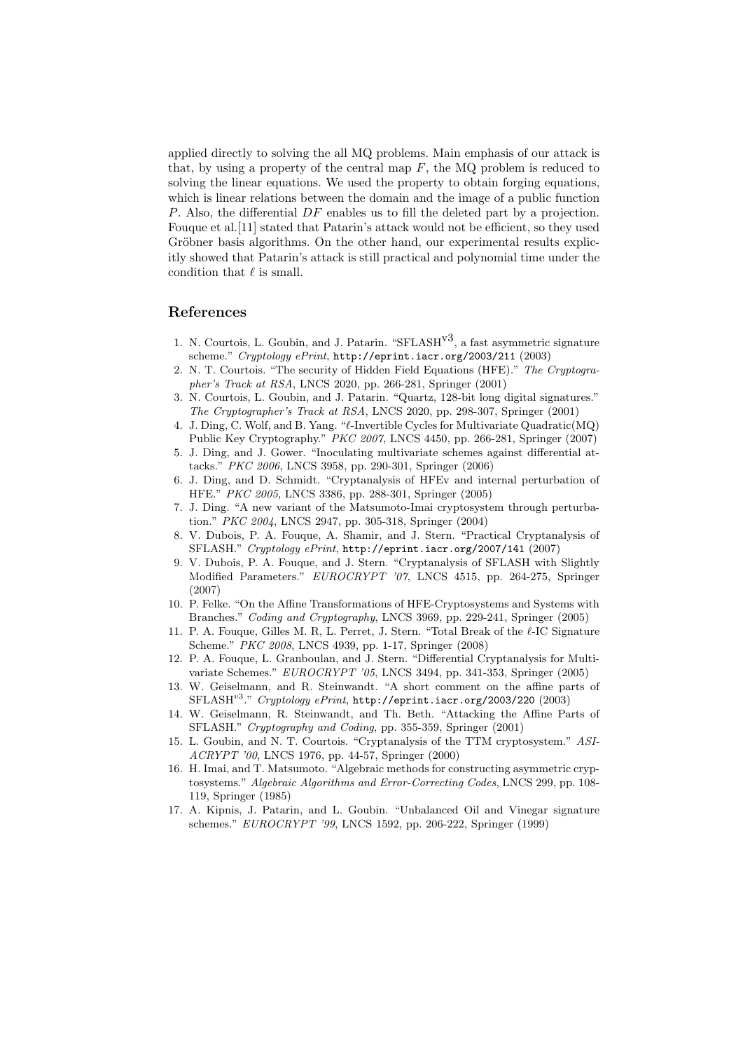applied directly to solving the all MQ problems. Main emphasis of our attack is that, by using a property of the central map $F$, the MQ problem is reduced to solving the linear equations. We used the property to obtain forging equations, which is linear relations between the domain and the image of a public function $P$. Also, the differential $DF$ enables us to fill the deleted part by a projection. Fouque et al.[11] stated that Patarin's attack would not be efficient, so they used Gröbner basis algorithms. On the other hand, our experimental results explicitly showed that Patarin's attack is still practical and polynomial time under the condition that $\ell$ is small.

## References

1. N. Courtois, L. Goubin, and J. Patarin. "SFLASH$^{\mathrm{v3}}$, a fast asymmetric signature scheme." *Cryptology ePrint*, `http://eprint.iacr.org/2003/211` (2003)
2. N. T. Courtois. "The security of Hidden Field Equations (HFE)." *The Cryptographer's Track at RSA*, LNCS 2020, pp. 266-281, Springer (2001)
3. N. Courtois, L. Goubin, and J. Patarin. "Quartz, 128-bit long digital signatures." *The Cryptographer's Track at RSA*, LNCS 2020, pp. 298-307, Springer (2001)
4. J. Ding, C. Wolf, and B. Yang. "$\ell$-Invertible Cycles for Multivariate Quadratic(MQ) Public Key Cryptography." *PKC 2007*, LNCS 4450, pp. 266-281, Springer (2007)
5. J. Ding, and J. Gower. "Inoculating multivariate schemes against differential attacks." *PKC 2006*, LNCS 3958, pp. 290-301, Springer (2006)
6. J. Ding, and D. Schmidt. "Cryptanalysis of HFEv and internal perturbation of HFE." *PKC 2005*, LNCS 3386, pp. 288-301, Springer (2005)
7. J. Ding. "A new variant of the Matsumoto-Imai cryptosystem through perturbation." *PKC 2004*, LNCS 2947, pp. 305-318, Springer (2004)
8. V. Dubois, P. A. Fouque, A. Shamir, and J. Stern. "Practical Cryptanalysis of SFLASH." *Cryptology ePrint*, `http://eprint.iacr.org/2007/141` (2007)
9. V. Dubois, P. A. Fouque, and J. Stern. "Cryptanalysis of SFLASH with Slightly Modified Parameters." *EUROCRYPT '07*, LNCS 4515, pp. 264-275, Springer (2007)
10. P. Felke. "On the Affine Transformations of HFE-Cryptosystems and Systems with Branches." *Coding and Cryptography*, LNCS 3969, pp. 229-241, Springer (2005)
11. P. A. Fouque, Gilles M. R, L. Perret, J. Stern. "Total Break of the $\ell$-IC Signature Scheme." *PKC 2008*, LNCS 4939, pp. 1-17, Springer (2008)
12. P. A. Fouque, L. Granboulan, and J. Stern. "Differential Cryptanalysis for Multivariate Schemes." *EUROCRYPT '05*, LNCS 3494, pp. 341-353, Springer (2005)
13. W. Geiselmann, and R. Steinwandt. "A short comment on the affine parts of SFLASH$^{v3}$." *Cryptology ePrint*, `http://eprint.iacr.org/2003/220` (2003)
14. W. Geiselmann, R. Steinwandt, and Th. Beth. "Attacking the Affine Parts of SFLASH." *Cryptography and Coding*, pp. 355-359, Springer (2001)
15. L. Goubin, and N. T. Courtois. "Cryptanalysis of the TTM cryptosystem." *ASIACRYPT '00*, LNCS 1976, pp. 44-57, Springer (2000)
16. H. Imai, and T. Matsumoto. "Algebraic methods for constructing asymmetric cryptosystems." *Algebraic Algorithms and Error-Correcting Codes*, LNCS 299, pp. 108-119, Springer (1985)
17. A. Kipnis, J. Patarin, and L. Goubin. "Unbalanced Oil and Vinegar signature schemes." *EUROCRYPT '99*, LNCS 1592, pp. 206-222, Springer (1999)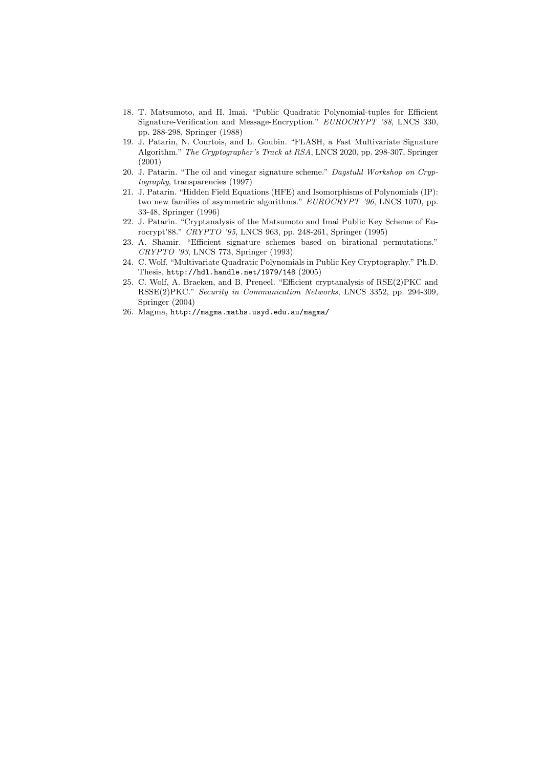18. T. Matsumoto, and H. Imai. "Public Quadratic Polynomial-tuples for Efficient Signature-Verification and Message-Encryption." *EUROCRYPT '88*, LNCS 330, pp. 288-298, Springer (1988)
19. J. Patarin, N. Courtois, and L. Goubin. "FLASH, a Fast Multivariate Signature Algorithm." *The Cryptographer's Track at RSA*, LNCS 2020, pp. 298-307, Springer (2001)
20. J. Patarin. "The oil and vinegar signature scheme." *Dagstuhl Workshop on Cryptography*, transparencies (1997)
21. J. Patarin. "Hidden Field Equations (HFE) and Isomorphisms of Polynomials (IP): two new families of asymmetric algorithms." *EUROCRYPT '96*, LNCS 1070, pp. 33-48, Springer (1996)
22. J. Patarin. "Cryptanalysis of the Matsumoto and Imai Public Key Scheme of Eurocrypt'88." *CRYPTO '95*, LNCS 963, pp. 248-261, Springer (1995)
23. A. Shamir. "Efficient signature schemes based on birational permutations." *CRYPTO '93*, LNCS 773, Springer (1993)
24. C. Wolf. "Multivariate Quadratic Polynomials in Public Key Cryptography." Ph.D. Thesis, `http://hdl.handle.net/1979/148` (2005)
25. C. Wolf, A. Braeken, and B. Preneel. "Efficient cryptanalysis of RSE(2)PKC and RSSE(2)PKC." *Security in Communication Networks*, LNCS 3352, pp. 294-309, Springer (2004)
26. Magma, `http://magma.maths.usyd.edu.au/magma/`